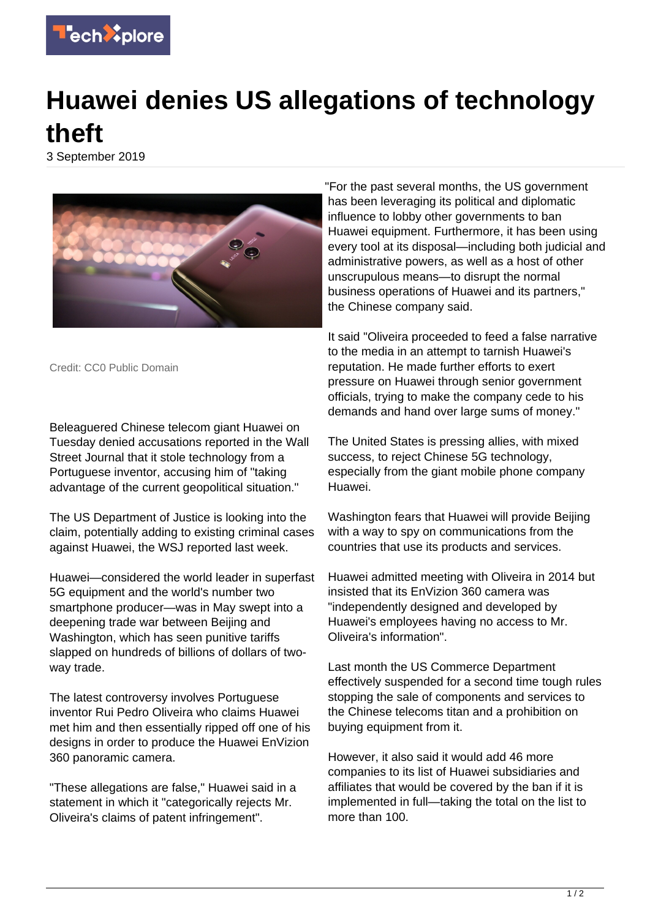# Huawei denies US allegations of technology theft

3 September 2019

Credit: CC0 Public Domain

Beleaguered Chinese telecom giant Huawei on Tuesday denied accusations reported in the Wall Street Journal that it stole technology from a Portuguese inventor, accusing him of "taking advantage of the current geopolitical situation."

The US Department of Justice is looking into the claim, potentially adding to existing criminal cases against Huawei, the WSJ reported last week.

Huawei—considered the world leader in superfast 5G equipment and the world's number two smartphone producer—was in May swept into a deepening trade war between Beijing and Washington, which has seen punitive tariffs slapped on hundreds of billions of dollars of two-way trade.

The latest controversy involves Portuguese inventor Rui Pedro Oliveira who claims Huawei met him and then essentially ripped off one of his designs in order to produce the Huawei EnVizion 360 panoramic camera.

"These allegations are false," Huawei said in a statement in which it "categorically rejects Mr. Oliveira's claims of patent infringement".

"For the past several months, the US government has been leveraging its political and diplomatic influence to lobby other governments to ban Huawei equipment. Furthermore, it has been using every tool at its disposal—including both judicial and administrative powers, as well as a host of other unscrupulous means—to disrupt the normal business operations of Huawei and its partners," the Chinese company said.

It said "Oliveira proceeded to feed a false narrative to the media in an attempt to tarnish Huawei's reputation. He made further efforts to exert pressure on Huawei through senior government officials, trying to make the company cede to his demands and hand over large sums of money."

The United States is pressing allies, with mixed success, to reject Chinese 5G technology, especially from the giant mobile phone company Huawei.

Washington fears that Huawei will provide Beijing with a way to spy on communications from the countries that use its products and services.

Huawei admitted meeting with Oliveira in 2014 but insisted that its EnVizion 360 camera was "independently designed and developed by Huawei's employees having no access to Mr. Oliveira's information".

Last month the US Commerce Department effectively suspended for a second time tough rules stopping the sale of components and services to the Chinese telecoms titan and a prohibition on buying equipment from it.

However, it also said it would add 46 more companies to its list of Huawei subsidiaries and affiliates that would be covered by the ban if it is implemented in full—taking the total on the list to more than 100.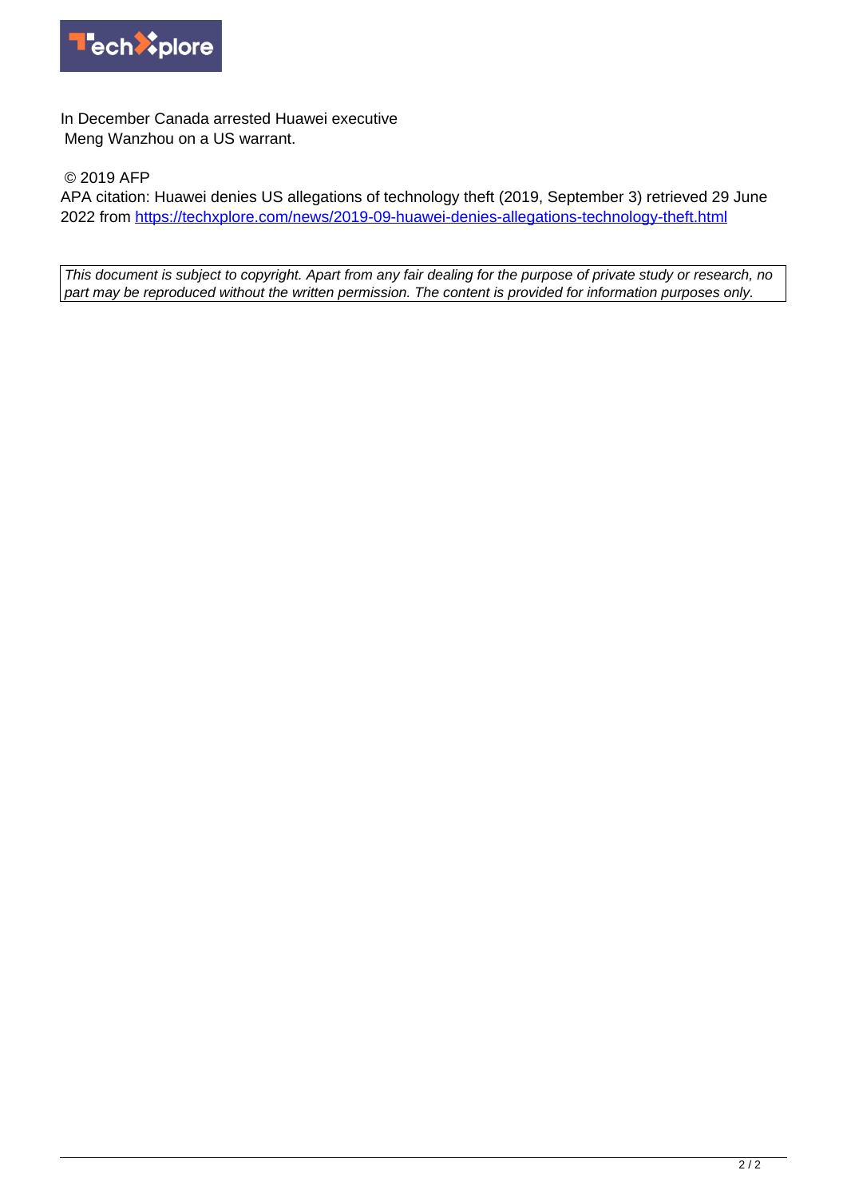In December Canada arrested Huawei executive Meng Wanzhou on a US warrant.

© 2019 AFP

APA citation: Huawei denies US allegations of technology theft (2019, September 3) retrieved 29 June 2022 from https://techxplore.com/news/2019-09-huawei-denies-allegations-technology-theft.html

*This document is subject to copyright. Apart from any fair dealing for the purpose of private study or research, no part may be reproduced without the written permission. The content is provided for information purposes only.*